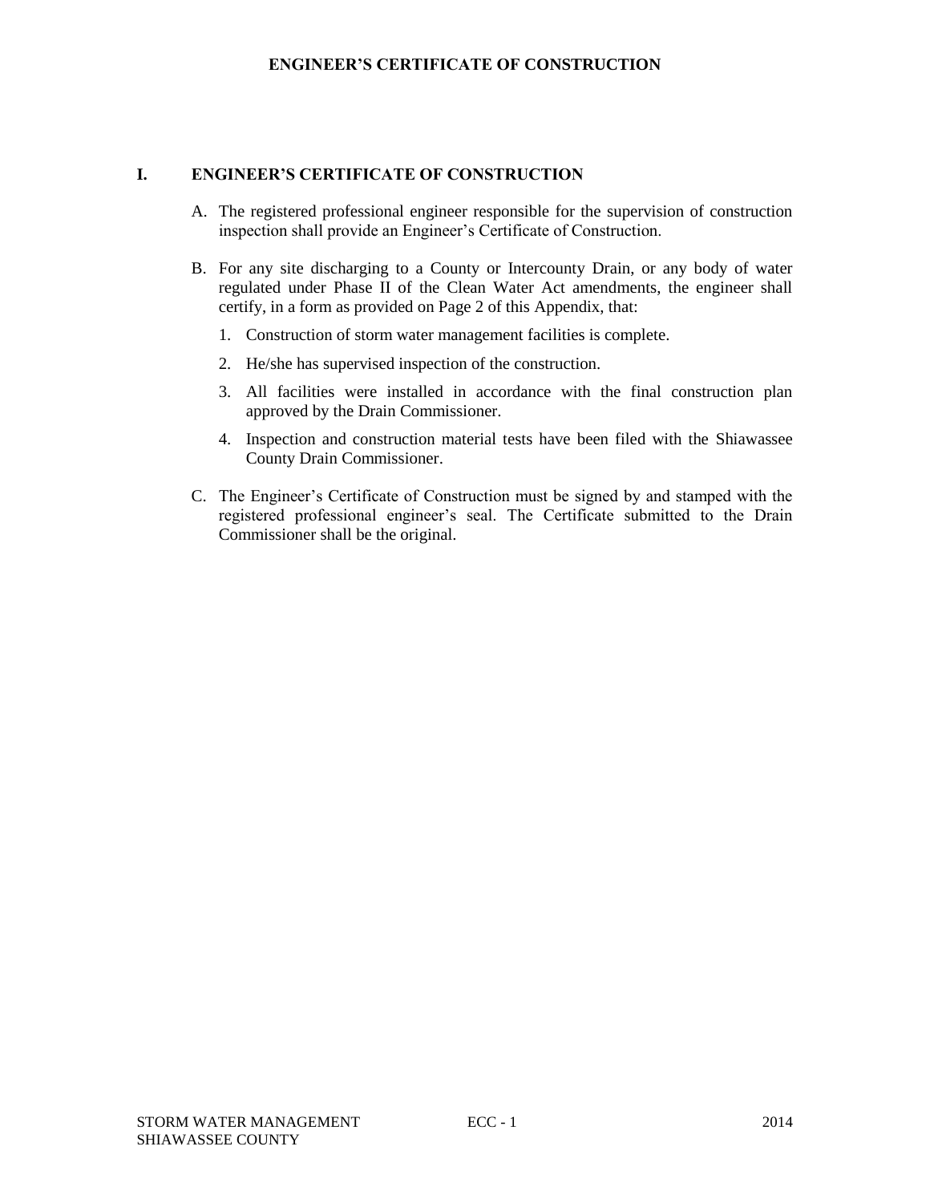# ENGINEER'S CERTIFICATE OF CONSTRUCTION

## I. ENGINEER'S CERTIFICATE OF CONSTRUCTION

A. The registered professional engineer responsible for the supervision of construction inspection shall provide an Engineer's Certificate of Construction.

B. For any site discharging to a County or Intercounty Drain, or any body of water regulated under Phase II of the Clean Water Act amendments, the engineer shall certify, in a form as provided on Page 2 of this Appendix, that:

   1. Construction of storm water management facilities is complete.

   2. He/she has supervised inspection of the construction.

   3. All facilities were installed in accordance with the final construction plan approved by the Drain Commissioner.

   4. Inspection and construction material tests have been filed with the Shiawassee County Drain Commissioner.

C. The Engineer's Certificate of Construction must be signed by and stamped with the registered professional engineer's seal. The Certificate submitted to the Drain Commissioner shall be the original.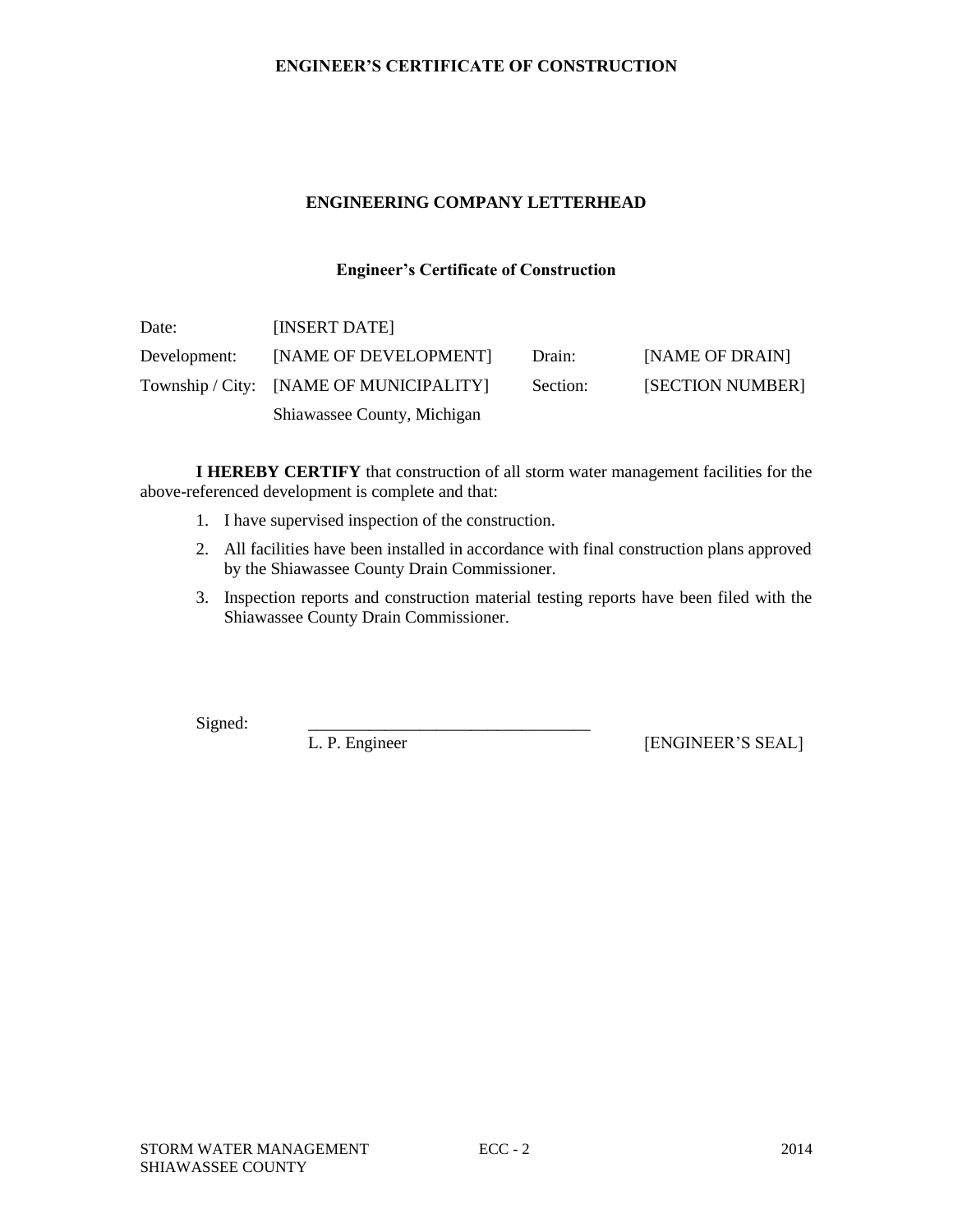# ENGINEER'S CERTIFICATE OF CONSTRUCTION

**ENGINEERING COMPANY LETTERHEAD**

**Engineer's Certificate of Construction**

| | | | |
|---|---|---|---|
| Date: | [INSERT DATE] | | |
| Development: | [NAME OF DEVELOPMENT] | Drain: | [NAME OF DRAIN] |
| Township / City: | [NAME OF MUNICIPALITY] | Section: | [SECTION NUMBER] |
| | Shiawassee County, Michigan | | |

**I HEREBY CERTIFY** that construction of all storm water management facilities for the above-referenced development is complete and that:

1. I have supervised inspection of the construction.
2. All facilities have been installed in accordance with final construction plans approved by the Shiawassee County Drain Commissioner.
3. Inspection reports and construction material testing reports have been filed with the Shiawassee County Drain Commissioner.

Signed: ________________________________

L. P. Engineer [ENGINEER'S SEAL]